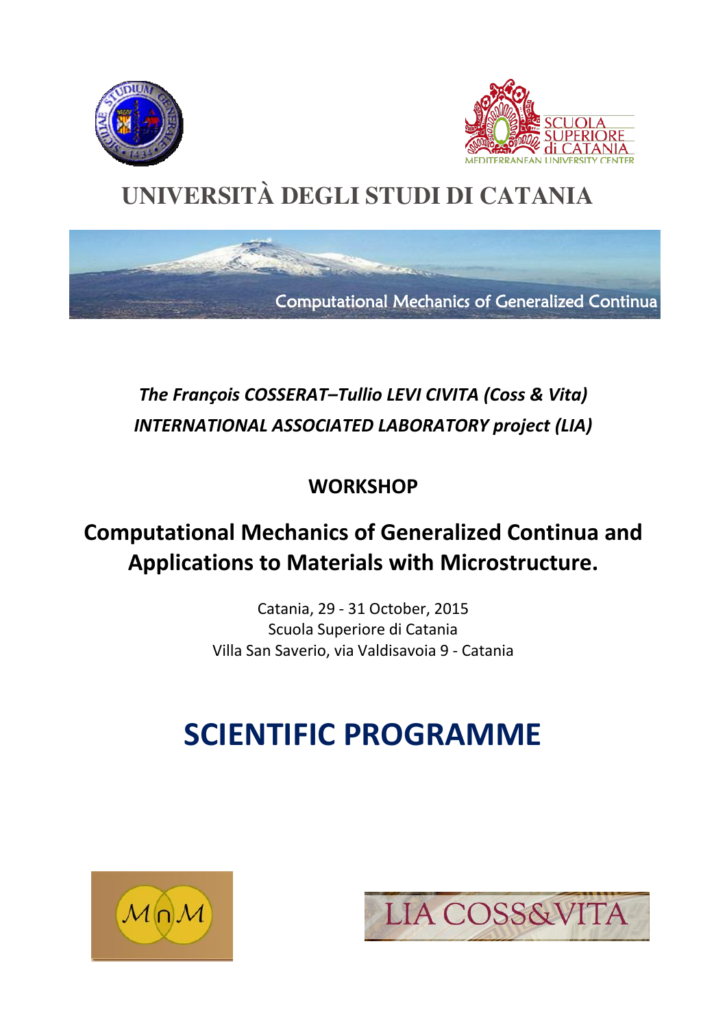SCUOLA SUPERIORE di CATANIA
MEDITERRANEAN UNIVERSITY CENTER

# UNIVERSITÀ DEGLI STUDI DI CATANIA

Computational Mechanics of Generalized Continua

*The François COSSERAT–Tullio LEVI CIVITA (Coss & Vita)*
*INTERNATIONAL ASSOCIATED LABORATORY project (LIA)*

**WORKSHOP**

## Computational Mechanics of Generalized Continua and Applications to Materials with Microstructure.

Catania, 29 - 31 October, 2015
Scuola Superiore di Catania
Villa San Saverio, via Valdisavoia 9 - Catania

# SCIENTIFIC PROGRAMME

LIA COSS&VITA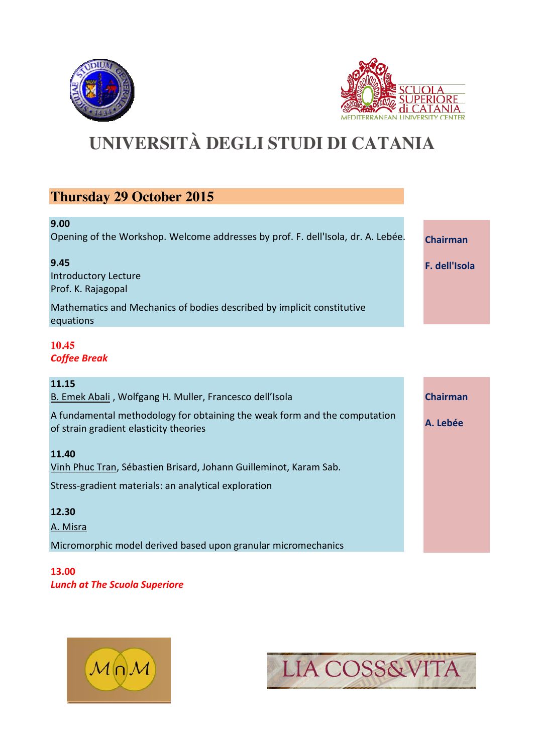# UNIVERSITÀ DEGLI STUDI DI CATANIA

## Thursday 29 October 2015

**9.00**
Opening of the Workshop. Welcome addresses by prof. F. dell'Isola, dr. A. Lebée.

**9.45**
Introductory Lecture
Prof. K. Rajagopal

Mathematics and Mechanics of bodies described by implicit constitutive equations

**Chairman**

**F. dell'Isola**

**10.45**
***Coffee Break***

**11.15**
B. Emek Abali , Wolfgang H. Muller, Francesco dell'Isola

A fundamental methodology for obtaining the weak form and the computation of strain gradient elasticity theories

**11.40**
Vinh Phuc Tran, Sébastien Brisard, Johann Guilleminot, Karam Sab.

Stress-gradient materials: an analytical exploration

**12.30**
A. Misra

Micromorphic model derived based upon granular micromechanics

**Chairman**

**A. Lebée**

**13.00**
***Lunch at The Scuola Superiore***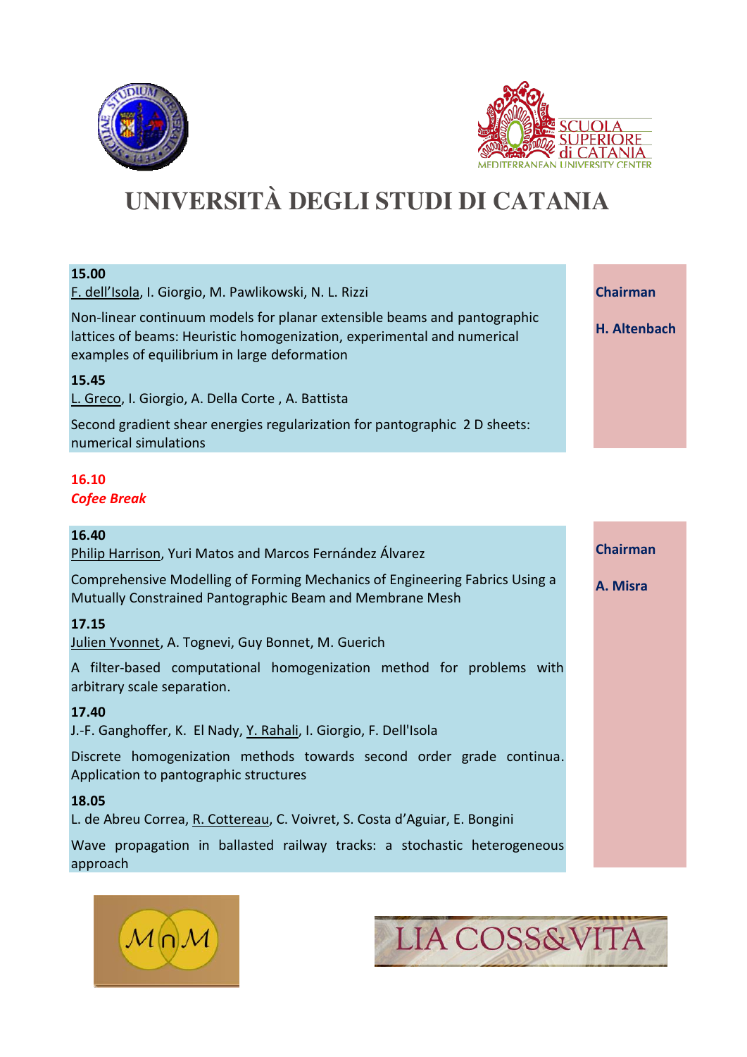# UNIVERSITÀ DEGLI STUDI DI CATANIA

**15.00**
F. dell'Isola, I. Giorgio, M. Pawlikowski, N. L. Rizzi

Non-linear continuum models for planar extensible beams and pantographic lattices of beams: Heuristic homogenization, experimental and numerical examples of equilibrium in large deformation

**15.45**
L. Greco, I. Giorgio, A. Della Corte , A. Battista

Second gradient shear energies regularization for pantographic 2 D sheets: numerical simulations

**Chairman**

**H. Altenbach**

**16.10**
***Cofee Break***

**16.40**
Philip Harrison, Yuri Matos and Marcos Fernández Álvarez

Comprehensive Modelling of Forming Mechanics of Engineering Fabrics Using a Mutually Constrained Pantographic Beam and Membrane Mesh

**17.15**
Julien Yvonnet, A. Tognevi, Guy Bonnet, M. Guerich

A filter-based computational homogenization method for problems with arbitrary scale separation.

**17.40**
J.-F. Ganghoffer, K. El Nady, Y. Rahali, I. Giorgio, F. Dell'Isola

Discrete homogenization methods towards second order grade continua. Application to pantographic structures

**18.05**
L. de Abreu Correa, R. Cottereau, C. Voivret, S. Costa d'Aguiar, E. Bongini

Wave propagation in ballasted railway tracks: a stochastic heterogeneous approach

**Chairman**

**A. Misra**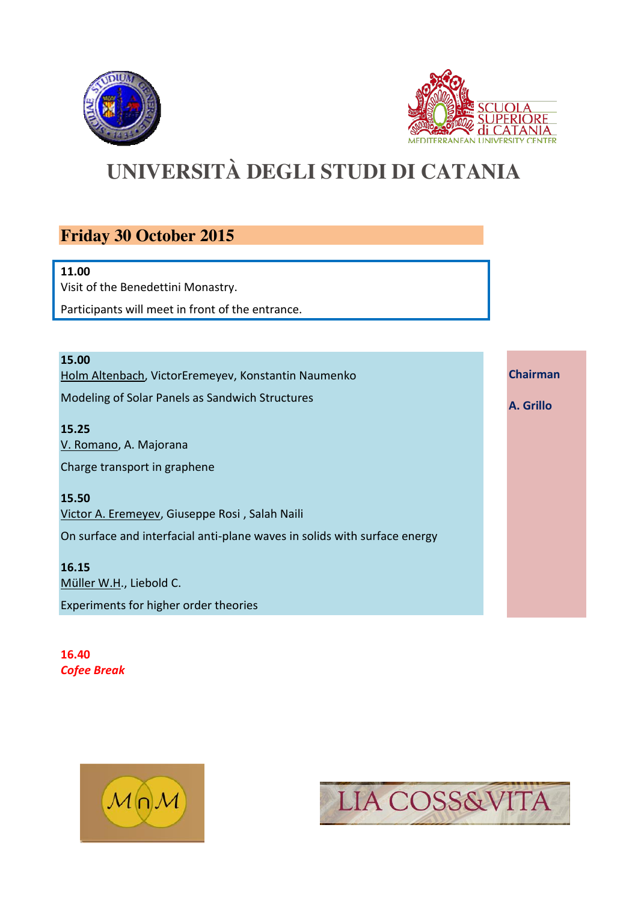# UNIVERSITÀ DEGLI STUDI DI CATANIA

## Friday 30 October 2015

**11.00**
Visit of the Benedettini Monastry.

Participants will meet in front of the entrance.

**Chairman**

**A. Grillo**

**15.00**
Holm Altenbach, VictorEremeyev, Konstantin Naumenko

Modeling of Solar Panels as Sandwich Structures

**15.25**
V. Romano, A. Majorana

Charge transport in graphene

**15.50**
Victor A. Eremeyev, Giuseppe Rosi , Salah Naili

On surface and interfacial anti-plane waves in solids with surface energy

**16.15**
Müller W.H., Liebold C.

Experiments for higher order theories

**16.40**
***Cofee Break***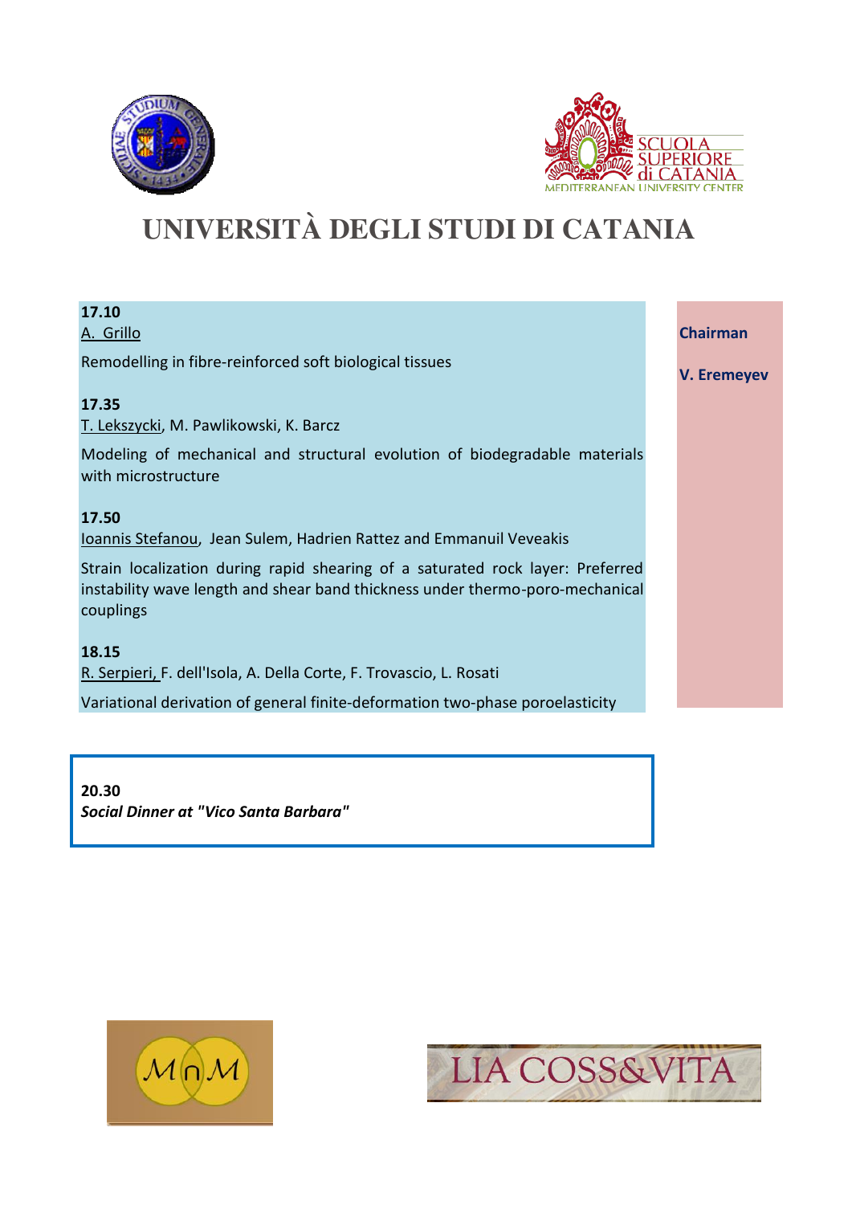# UNIVERSITÀ DEGLI STUDI DI CATANIA

**Chairman**

**V. Eremeyev**

**17.10**
A. Grillo

Remodelling in fibre-reinforced soft biological tissues

**17.35**
T. Lekszycki, M. Pawlikowski, K. Barcz

Modeling of mechanical and structural evolution of biodegradable materials with microstructure

**17.50**
Ioannis Stefanou, Jean Sulem, Hadrien Rattez and Emmanuil Veveakis

Strain localization during rapid shearing of a saturated rock layer: Preferred instability wave length and shear band thickness under thermo-poro-mechanical couplings

**18.15**
R. Serpieri, F. dell'Isola, A. Della Corte, F. Trovascio, L. Rosati

Variational derivation of general finite-deformation two-phase poroelasticity

**20.30**
***Social Dinner at "Vico Santa Barbara"***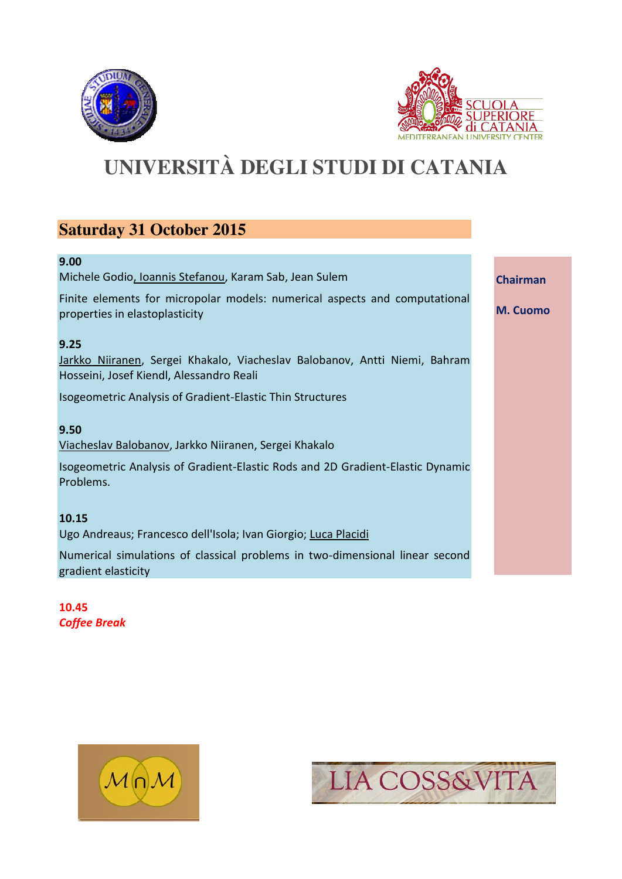# UNIVERSITÀ DEGLI STUDI DI CATANIA

## Saturday 31 October 2015

**Chairman**

**M. Cuomo**

**9.00**
Michele Godio, Ioannis Stefanou, Karam Sab, Jean Sulem

Finite elements for micropolar models: numerical aspects and computational properties in elastoplasticity

**9.25**
Jarkko Niiranen, Sergei Khakalo, Viacheslav Balobanov, Antti Niemi, Bahram Hosseini, Josef Kiendl, Alessandro Reali

Isogeometric Analysis of Gradient-Elastic Thin Structures

**9.50**
Viacheslav Balobanov, Jarkko Niiranen, Sergei Khakalo

Isogeometric Analysis of Gradient-Elastic Rods and 2D Gradient-Elastic Dynamic Problems.

**10.15**
Ugo Andreaus; Francesco dell'Isola; Ivan Giorgio; Luca Placidi

Numerical simulations of classical problems in two-dimensional linear second gradient elasticity

**10.45**
***Coffee Break***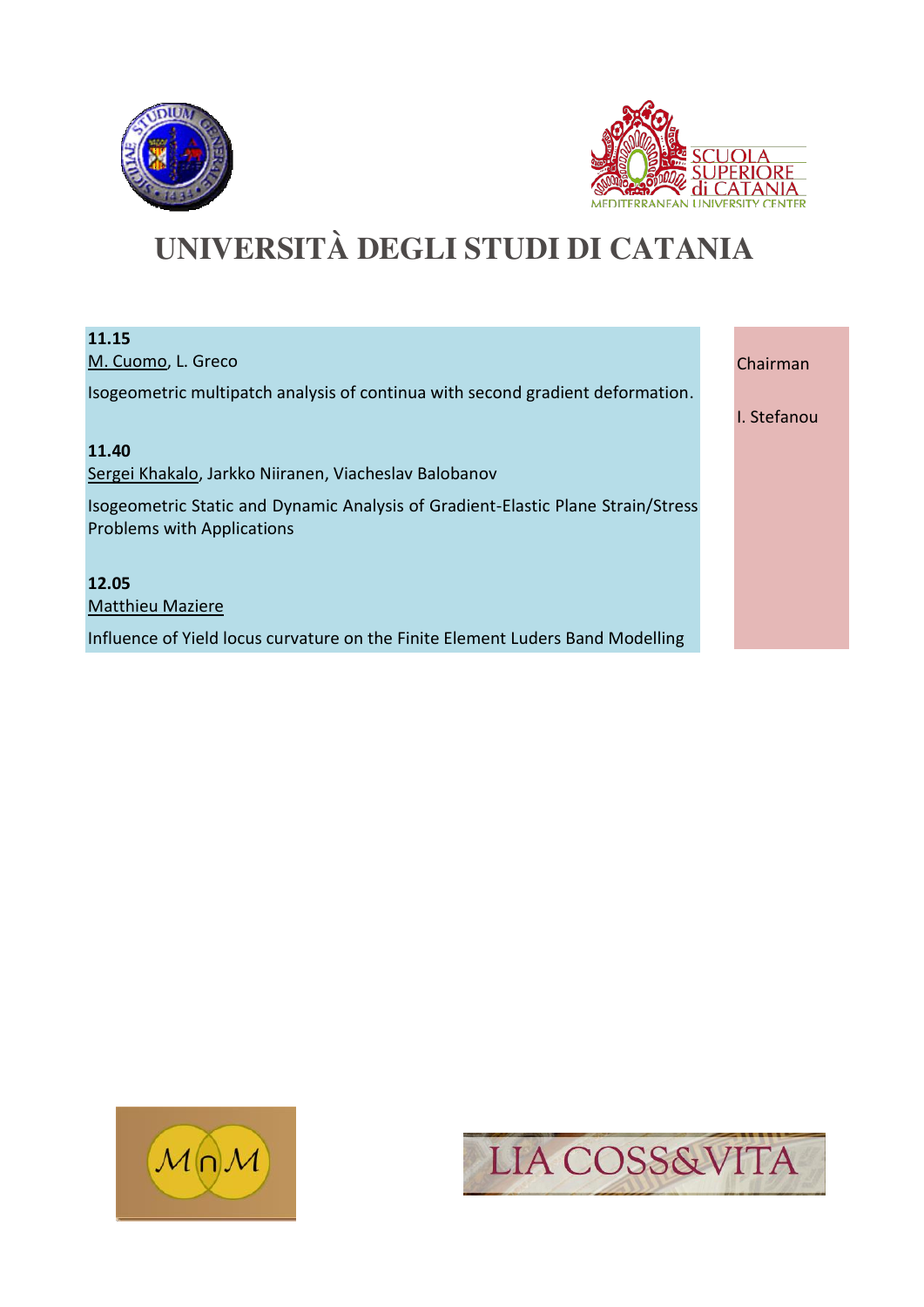# UNIVERSITÀ DEGLI STUDI DI CATANIA

| | |
|---|---|
| **11.15**<br>M. Cuomo, L. Greco<br>Isogeometric multipatch analysis of continua with second gradient deformation. | Chairman<br><br>I. Stefanou |
| **11.40**<br>Sergei Khakalo, Jarkko Niiranen, Viacheslav Balobanov<br>Isogeometric Static and Dynamic Analysis of Gradient-Elastic Plane Strain/Stress Problems with Applications | |
| **12.05**<br>Matthieu Maziere<br>Influence of Yield locus curvature on the Finite Element Luders Band Modelling | |